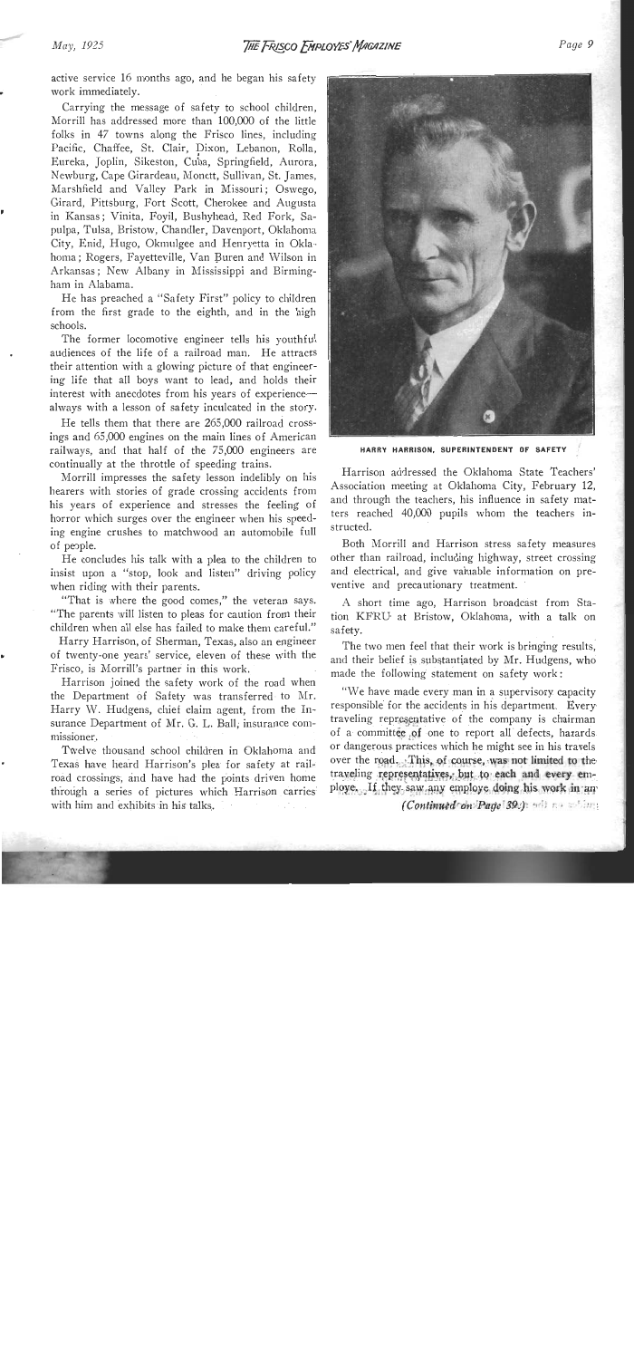active service 16 months ago, and he began his safety work immediately.

Carrying the message of safety to school children, Morrill has addressed more than 100,000 of the little folks in 47 towns along the Frisco lines, including Pacific, Chaffee, St. Clair, Dixon, Lebanon, Rolla, Eureka, Joplin, Sikeston, Cuba, Springfield, Aurora, Newburg, Cape Girardeau, Monett, Sullivan, St. James, Marshfield and Valley Park in Missouri; Oswego, Girard, Pittsburg, Fort Scott, Cherokee and Augusta in Kansas; Vinita, Foyil, Bushyhead, Red Fork, Sapulpa, Tulsa, Bristow, Chandler, Davenport, Oklahoma City, Enid, Hugo, Okmulgee and Henryetta in Oklahoma; Rogers, Fayetteville, Van Buren and Wilson in Arkansas; New Albany in Mississippi and Birmingham in Alabama.

He has preached a "Safety First" policy to children from the first grade to the eighth, and in the high schools.

The former locomotive engineer tells his youthful audiences of the life of a railroad man. He attracts their attention with a glowing picture of that engineering life that all boys want to lead, and holds their interest with anecdotes from his years of experience—always with a lesson of safety inculcated in the story.

He tells them that there are 265,000 railroad crossings and 65,000 engines on the main lines of American railways, and that half of the 75,000 engineers are continually at the throttle of speeding trains.

Morrill impresses the safety lesson indelibly on his hearers with stories of grade crossing accidents from his years of experience and stresses the feeling of horror which surges over the engineer when his speeding engine crushes to matchwood an automobile full of people.

He concludes his talk with a plea to the children to insist upon a "stop, look and listen" driving policy when riding with their parents.

"That is where the good comes," the veteran says. "The parents will listen to pleas for caution from their children when all else has failed to make them careful."

Harry Harrison, of Sherman, Texas, also an engineer of twenty-one years' service, eleven of these with the Frisco, is Morrill's partner in this work.

Harrison joined the safety work of the road when the Department of Safety was transferred to Mr. Harry W. Hudgens, chief claim agent, from the Insurance Department of Mr. G. L. Ball, insurance commissioner.

Twelve thousand school children in Oklahoma and Texas have heard Harrison's plea for safety at railroad crossings, and have had the points driven home through a series of pictures which Harrison carries with him and exhibits in his talks.

HARRY HARRISON, SUPERINTENDENT OF SAFETY

Harrison addressed the Oklahoma State Teachers' Association meeting at Oklahoma City, February 12, and through the teachers, his influence in safety matters reached 40,000 pupils whom the teachers instructed.

Both Morrill and Harrison stress safety measures other than railroad, including highway, street crossing and electrical, and give valuable information on preventive and precautionary treatment.

A short time ago, Harrison broadcast from Station KFRU at Bristow, Oklahoma, with a talk on safety.

The two men feel that their work is bringing results, and their belief is substantiated by Mr. Hudgens, who made the following statement on safety work:

"We have made every man in a supervisory capacity responsible for the accidents in his department. Every traveling representative of the company is chairman of a committee of one to report all defects, hazards or dangerous practices which he might see in his travels over the road. This, of course, was not limited to the traveling representatives, but to each and every employe. If they saw any employe doing his work in an

*(Continued on Page 39.)*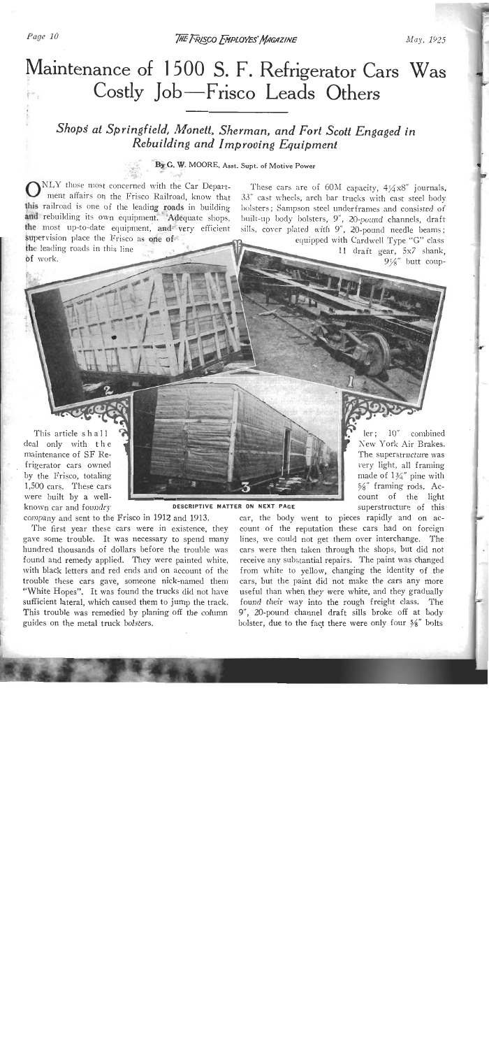# Maintenance of 1500 S. F. Refrigerator Cars Was Costly Job—Frisco Leads Others

## *Shops at Springfield, Monett, Sherman, and Fort Scott Engaged in Rebuilding and Improving Equipment*

**By C. W. MOORE, Asst. Supt. of Motive Power**

ONLY those most concerned with the Car Department affairs on the Frisco Railroad, know that this railroad is one of the leading roads in building and rebuilding its own equipment. Adequate shops, the most up-to-date equipment, and very efficient supervision place the Frisco as one of the leading roads in this line of work.

This article shall deal only with the maintenance of SF Refrigerator cars owned by the Frisco, totaling 1,500 cars. These cars were built by a well-known car and foundry company and sent to the Frisco in 1912 and 1913.

The first year these cars were in existence, they gave some trouble. It was necessary to spend many hundred thousands of dollars before the trouble was found and remedy applied. They were painted white, with black letters and red ends and on account of the trouble these cars gave, someone nick-named them "White Hopes". It was found the trucks did not have sufficient lateral, which caused them to jump the track. This trouble was remedied by planing off the column guides on the metal truck bolsters.

These cars are of 60M capacity, 4¼x8" journals, 33" cast wheels, arch bar trucks with cast steel body bolsters; Sampson steel underframes and consisted of built-up body bolsters, 9", 20-pound channels, draft sills, cover plated with 9", 20-pound needle beams; equipped with Cardwell Type "G" class 11 draft gear, 5x7 shank, 9⅛" butt coupler; 10" combined New York Air Brakes. The superstructure was very light, all framing made of 1¾" pine with ⅝" framing rods. Account of the light superstructure of this car, the body went to pieces rapidly and on account of the reputation these cars had on foreign lines, we could not get them over interchange. The cars were then taken through the shops, but did not receive any substantial repairs. The paint was changed from white to yellow, changing the identity of the cars, but the paint did not make the cars any more useful than when they were white, and they gradually found their way into the rough freight class. The 9", 20-pound channel draft sills broke off at body bolster, due to the fact there were only four ⅝" bolts

DESCRIPTIVE MATTER ON NEXT PAGE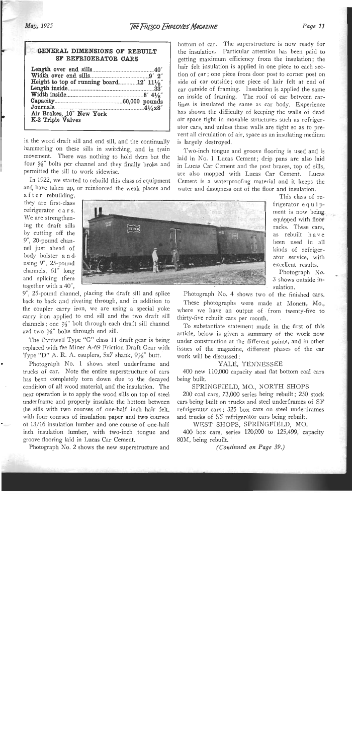## GENERAL DIMENSIONS OF REBUILT SF REFRIGERATOR CARS

| | |
|---|---|
| Length over end sills | 40' |
| Width over end sills | 9' 2" |
| Height to top of running board | 12' 11⅛" |
| Length inside | 33' |
| Width inside | 8' 4⅛" |
| Capacity | 60,000 pounds |
| Journals | 4¼x8" |
| Air Brakes, 10" New York | |
| K-2 Triple Valves | |

in the wood draft sill and end sill, and the continually hammering on these sills in switching, and in train movement. There was nothing to hold them but the four ⅝" bolts per channel and they finally broke and permitted the sill to work sidewise.

In 1922, we started to rebuild this class of equipment and have taken up, or reinforced the weak places and after rebuilding, they are first-class refrigerator cars. We are strengthening the draft sills by cutting off the 9", 20-pound channel just ahead of body bolster and using 9", 25-pound channels, 61" long and splicing them together with a 40", 9", 25-pound channel, placing the draft sill and splice back to back and riveting through, and in addition to the coupler carry iron, we are using a special yoke carry iron applied to end sill and the two draft sill channels; one ⅞" bolt through each draft sill channel and two ⅞" bolts through end sill.

The Cardwell Type "G" class 11 draft gear is being replaced with the Miner A-69 Friction Draft Gear with Type "D" A. R. A. couplers, 5x7 shank, 9⅛" butt.

Photograph No. 1 shows steel underframe and trucks of car. Note the entire superstructure of cars has been completely torn down due to the decayed condition of all wood material, and the insulation. The next operation is to apply the wood sills on top of steel underframe and properly insulate the bottom between the sills with two courses of one-half inch hair felt, with four courses of insulation paper and two courses of 13/16 insulation lumber and one course of one-half inch insulation lumber, with two-inch tongue and groove flooring laid in Lucas Car Cement.

Photograph No. 2 shows the new superstructure and bottom of car. The superstructure is now ready for the insulation. Particular attention has been paid to getting maximum efficiency from the insulation; the hair felt insulation is applied in one piece to each section of car; one piece from door post to corner post on side of car outside; one piece of hair felt at end of car outside of framing. Insulation is applied the same on inside of framing. The roof of car between carlines is insulated the same as car body. Experience has shown the difficulty of keeping the walls of dead air space tight in movable structures such as refrigerator cars, and unless these walls are tight so as to prevent all circulation of air, space as an insulating medium is largely destroyed.

Two-inch tongue and groove flooring is used and is laid in No. 1 Lucas Cement; drip pans are also laid in Lucas Car Cement and the post braces, top of sills, are also mopped with Lucas Car Cement. Lucas Cement is a waterproofing material and it keeps the water and dampness out of the floor and insulation.

This class of refrigerator equipment is now being equipped with floor racks. These cars, as rebuilt have been used in all kinds of refrigerator service, with excellent results.

Photograph No. 3 shows outside insulation.

Photograph No. 4 shows two of the finished cars.

These photographs were made at Monett, Mo., where we have an output of from twenty-five to thirty-five rebuilt cars per month.

To substantiate statement made in the first of this article, below is given a summary of the work now under construction at the different points, and in other issues of the magazine, different phases of the car work will be discussed:

### YALE, TENNESSEE

400 new 110,000 capacity steel flat bottom coal cars being built.

### SPRINGFIELD, MO., NORTH SHOPS

200 coal cars, 73,000 series being rebuilt; 250 stock cars being built on trucks and steel underframes of SF refrigerator cars; 325 box cars on steel underframes and trucks of SF refrigerator cars being rebuilt.

### WEST SHOPS, SPRINGFIELD, MO.

400 box cars, series 120,000 to 125,499, capacity 80M, being rebuilt.

*(Continued on Page 39.)*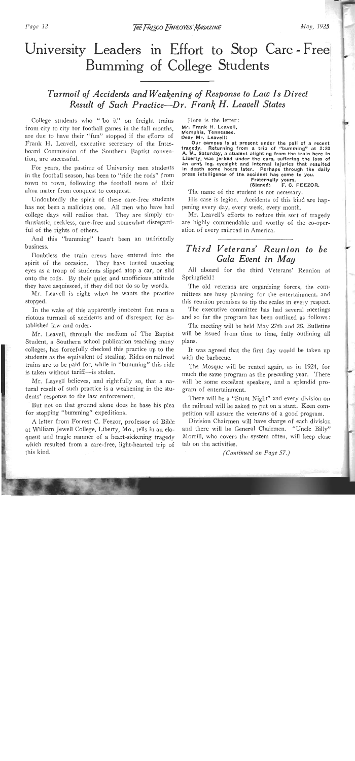# University Leaders in Effort to Stop Care-Free Bumming of College Students

## *Turmoil of Accidents and Weakening of Response to Law Is Direct Result of Such Practice—Dr. Frank H. Leavell States*

College students who "'bo it" on freight trains from city to city for football games in the fall months, are due to have their "fun" stopped if the efforts of Frank H. Leavell, executive secretary of the Interboard Commission of the Southern Baptist convention, are successful.

For years, the pastime of University men students in the football season, has been to "ride the rods" from town to town, following the football team of their alma mater from conquest to conquest.

Undoubtedly the spirit of these care-free students has not been a malicious one. All men who have had college days will realize that. They are simply enthusiastic, reckless, care-free and somewhat disregardful of the rights of others.

And this "bumming" hasn't been an unfriendly business.

Doubtless the train crews have entered into the spirit of the occasion. They have turned unseeing eyes as a troup of students slipped atop a car, or slid onto the rods. By their quiet and unofficious attitude they have asquiesced, if they did not do so by words.

Mr. Leavell is right when he wants the practice stopped.

In the wake of this apparently innocent fun runs a riotous turmoil of accidents and of disrespect for established law and order.

Mr. Leavell, through the medium of The Baptist Student, a Southern school publication reaching many colleges, has forcefully checked this practice up to the students as the equivalent of stealing. Rides on railroad trains are to be paid for, while in "bumming" this ride is taken without tariff—is stolen.

Mr. Leavell believes, and rightfully so, that a natural result of such practice is a weakening in the students' response to the law enforcement.

But not on that ground alone does he base his plea for stopping "bumming" expeditions.

A letter from Forrest C. Feezor, professor of Bible at William Jewell College, Liberty, Mo., tells in an eloquent and tragic manner of a heart-sickening tragedy which resulted from a care-free, light-hearted trip of this kind.

Here is the letter:

**Mr. Frank H. Leavell,**
**Memphis, Tennessee.**
**Dear Mr. Leavell:**

**Our campus is at present under the pall of a recent tragedy. Returning from a trip of "bumming" at 2:30 A. M., Saturday, a student alighting from the train here in Liberty, was jerked under the cars, suffering the loss of an arm, leg, eyesight and internal injuries that resulted in death some hours later. Perhaps through the daily press intelligence of the accident has come to you.**

**Fraternally yours,**
**(Signed) F. C. FEEZOR.**

The name of the student is not necessary.

His case is legion. Accidents of this kind are happening every day, every week, every month.

Mr. Leavell's efforts to reduce this sort of tragedy are highly commendable and worthy of the co-operation of every railroad in America.

## *Third Veterans' Reunion to be Gala Event in May*

All aboard for the third Veterans' Reunion at Springfield!

The old veterans are organizing forces, the committees are busy planning for the entertainment, and this reunion promises to tip the scales in every respect.

The executive committee has had several meetings and so far the program has been outlined as follows:

The meeting will be held May 27th and 28. Bulletins will be issued from time to time, fully outlining all plans.

It was agreed that the first day would be taken up with the barbecue.

The Mosque will be rented again, as in 1924, for much the same program as the preceding year. There will be some excellent speakers, and a splendid program of entertainment.

There will be a "Stunt Night" and every division on the railroad will be asked to put on a stunt. Keen competition will assure the veterans of a good program.

Division Chairmen will have charge of each division and there will be General Chairmen. "Uncle Billy" Morrill, who covers the system often, will keep close tab on the activities.

*(Continued on Page 57.)*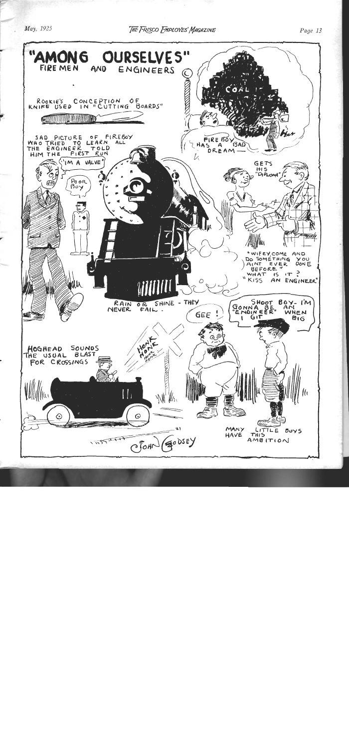# "AMONG OURSELVES"

## FIREMEN AND ENGINEERS

ROOKIE'S CONCEPTION OF KNIFE USED IN "CUTTING BOARDS"

SAD PICTURE OF FIREBOY WHO TRIED TO LEARN ALL THE ENGINEER TOLD HIM THE FIRST RUN

"I'M A VALVE"

POOR BOY

COAL

FIRE BOY HAS A BAD DREAM—

GETS HIS "DIPLOMA"

"WIFEY, COME AND DO SOMETHING YOU AIN'T EVER DONE BEFORE."
"WHAT IS IT?"
"KISS AN ENGINEER"

RAIN OR SHINE - THEY NEVER FAIL.

HOGHEAD SOUNDS THE USUAL BLAST FOR CROSSINGS

HONK HONK HONK

GEE!

SHOOT BOY- I'M GONNA BE AN "ENGINEER" WHEN I GIT BIG

MANY LITTLE BOYS HAVE THIS AMBITION

JOHN GODSEY